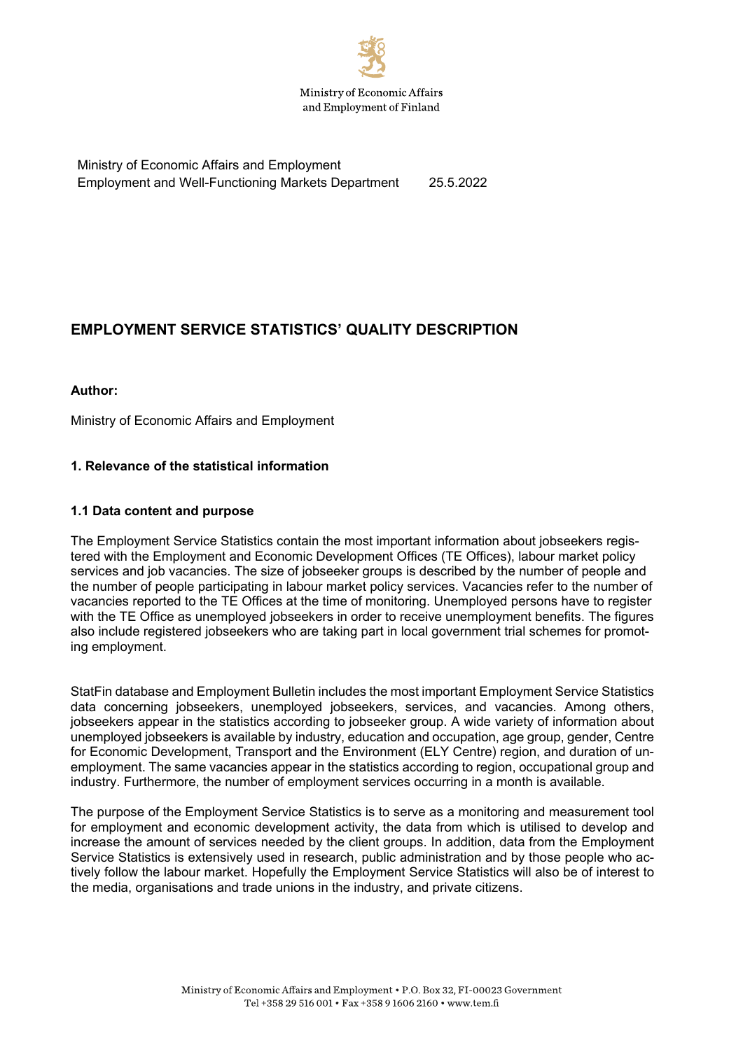Ministry of Economic Affairs and Employment of Finland

Ministry of Economic Affairs and Employment
Employment and Well-Functioning Markets Department 25.5.2022

# EMPLOYMENT SERVICE STATISTICS' QUALITY DESCRIPTION

**Author:**

Ministry of Economic Affairs and Employment

## 1. Relevance of the statistical information

### 1.1 Data content and purpose

The Employment Service Statistics contain the most important information about jobseekers registered with the Employment and Economic Development Offices (TE Offices), labour market policy services and job vacancies. The size of jobseeker groups is described by the number of people and the number of people participating in labour market policy services. Vacancies refer to the number of vacancies reported to the TE Offices at the time of monitoring. Unemployed persons have to register with the TE Office as unemployed jobseekers in order to receive unemployment benefits. The figures also include registered jobseekers who are taking part in local government trial schemes for promoting employment.

StatFin database and Employment Bulletin includes the most important Employment Service Statistics data concerning jobseekers, unemployed jobseekers, services, and vacancies. Among others, jobseekers appear in the statistics according to jobseeker group. A wide variety of information about unemployed jobseekers is available by industry, education and occupation, age group, gender, Centre for Economic Development, Transport and the Environment (ELY Centre) region, and duration of unemployment. The same vacancies appear in the statistics according to region, occupational group and industry. Furthermore, the number of employment services occurring in a month is available.

The purpose of the Employment Service Statistics is to serve as a monitoring and measurement tool for employment and economic development activity, the data from which is utilised to develop and increase the amount of services needed by the client groups. In addition, data from the Employment Service Statistics is extensively used in research, public administration and by those people who actively follow the labour market. Hopefully the Employment Service Statistics will also be of interest to the media, organisations and trade unions in the industry, and private citizens.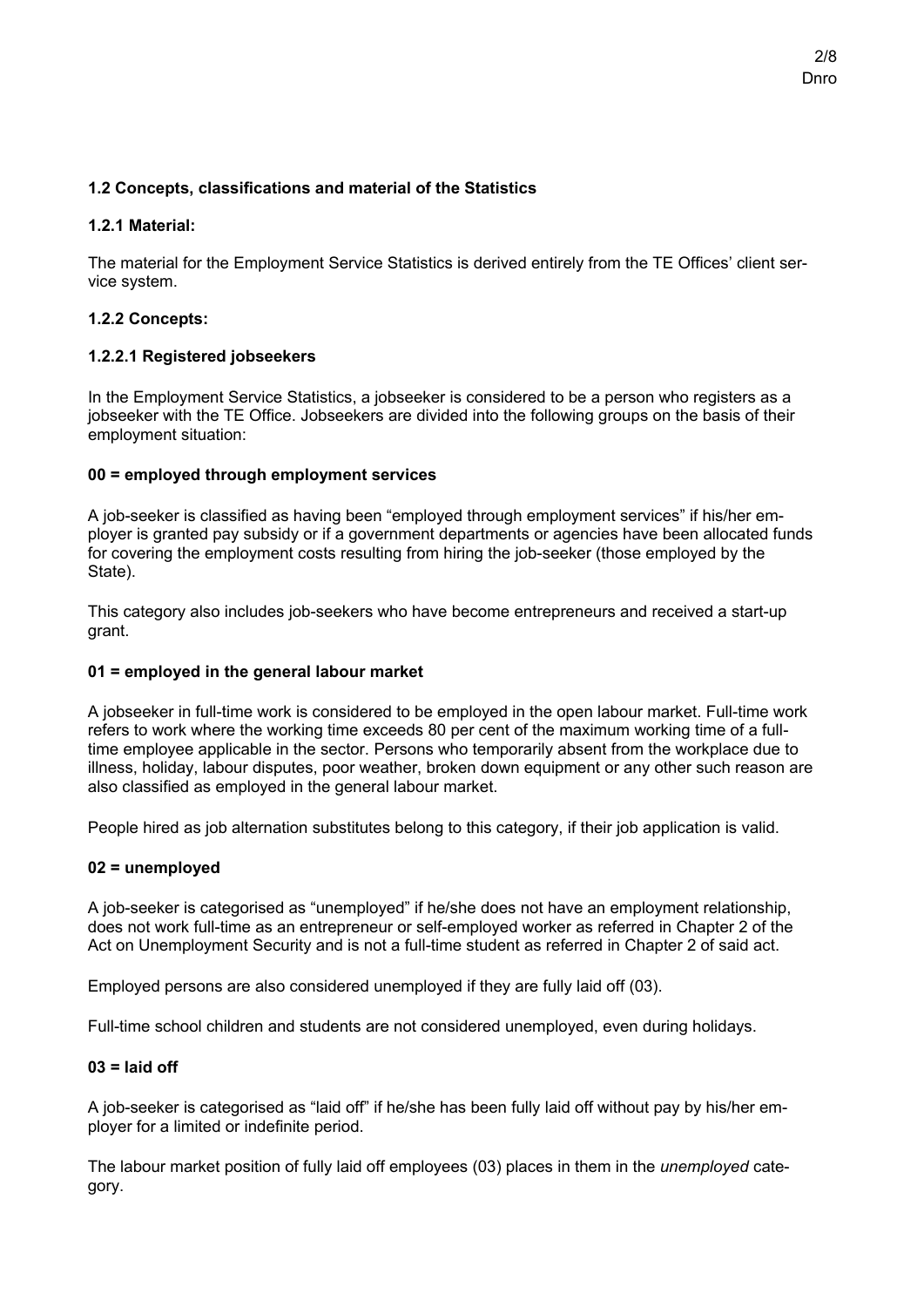### 1.2 Concepts, classifications and material of the Statistics

#### 1.2.1 Material:

The material for the Employment Service Statistics is derived entirely from the TE Offices' client service system.

#### 1.2.2 Concepts:

##### 1.2.2.1 Registered jobseekers

In the Employment Service Statistics, a jobseeker is considered to be a person who registers as a jobseeker with the TE Office. Jobseekers are divided into the following groups on the basis of their employment situation:

**00 = employed through employment services**

A job-seeker is classified as having been "employed through employment services" if his/her employer is granted pay subsidy or if a government departments or agencies have been allocated funds for covering the employment costs resulting from hiring the job-seeker (those employed by the State).

This category also includes job-seekers who have become entrepreneurs and received a start-up grant.

**01 = employed in the general labour market**

A jobseeker in full-time work is considered to be employed in the open labour market. Full-time work refers to work where the working time exceeds 80 per cent of the maximum working time of a full-time employee applicable in the sector. Persons who temporarily absent from the workplace due to illness, holiday, labour disputes, poor weather, broken down equipment or any other such reason are also classified as employed in the general labour market.

People hired as job alternation substitutes belong to this category, if their job application is valid.

**02 = unemployed**

A job-seeker is categorised as "unemployed" if he/she does not have an employment relationship, does not work full-time as an entrepreneur or self-employed worker as referred in Chapter 2 of the Act on Unemployment Security and is not a full-time student as referred in Chapter 2 of said act.

Employed persons are also considered unemployed if they are fully laid off (03).

Full-time school children and students are not considered unemployed, even during holidays.

**03 = laid off**

A job-seeker is categorised as "laid off" if he/she has been fully laid off without pay by his/her employer for a limited or indefinite period.

The labour market position of fully laid off employees (03) places in them in the *unemployed* category.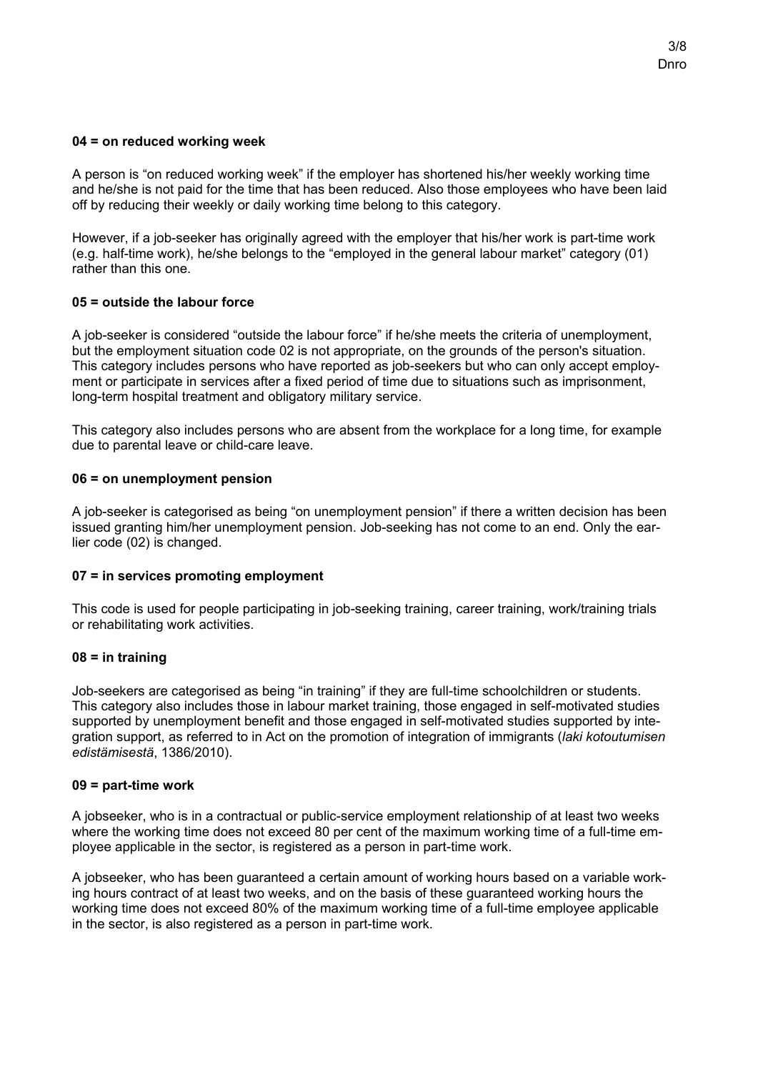**04 = on reduced working week**

A person is "on reduced working week" if the employer has shortened his/her weekly working time and he/she is not paid for the time that has been reduced. Also those employees who have been laid off by reducing their weekly or daily working time belong to this category.

However, if a job-seeker has originally agreed with the employer that his/her work is part-time work (e.g. half-time work), he/she belongs to the "employed in the general labour market" category (01) rather than this one.

**05 = outside the labour force**

A job-seeker is considered "outside the labour force" if he/she meets the criteria of unemployment, but the employment situation code 02 is not appropriate, on the grounds of the person's situation. This category includes persons who have reported as job-seekers but who can only accept employment or participate in services after a fixed period of time due to situations such as imprisonment, long-term hospital treatment and obligatory military service.

This category also includes persons who are absent from the workplace for a long time, for example due to parental leave or child-care leave.

**06 = on unemployment pension**

A job-seeker is categorised as being "on unemployment pension" if there a written decision has been issued granting him/her unemployment pension. Job-seeking has not come to an end. Only the earlier code (02) is changed.

**07 = in services promoting employment**

This code is used for people participating in job-seeking training, career training, work/training trials or rehabilitating work activities.

**08 = in training**

Job-seekers are categorised as being "in training" if they are full-time schoolchildren or students. This category also includes those in labour market training, those engaged in self-motivated studies supported by unemployment benefit and those engaged in self-motivated studies supported by integration support, as referred to in Act on the promotion of integration of immigrants (*laki kotoutumisen edistämisestä*, 1386/2010).

**09 = part-time work**

A jobseeker, who is in a contractual or public-service employment relationship of at least two weeks where the working time does not exceed 80 per cent of the maximum working time of a full-time employee applicable in the sector, is registered as a person in part-time work.

A jobseeker, who has been guaranteed a certain amount of working hours based on a variable working hours contract of at least two weeks, and on the basis of these guaranteed working hours the working time does not exceed 80% of the maximum working time of a full-time employee applicable in the sector, is also registered as a person in part-time work.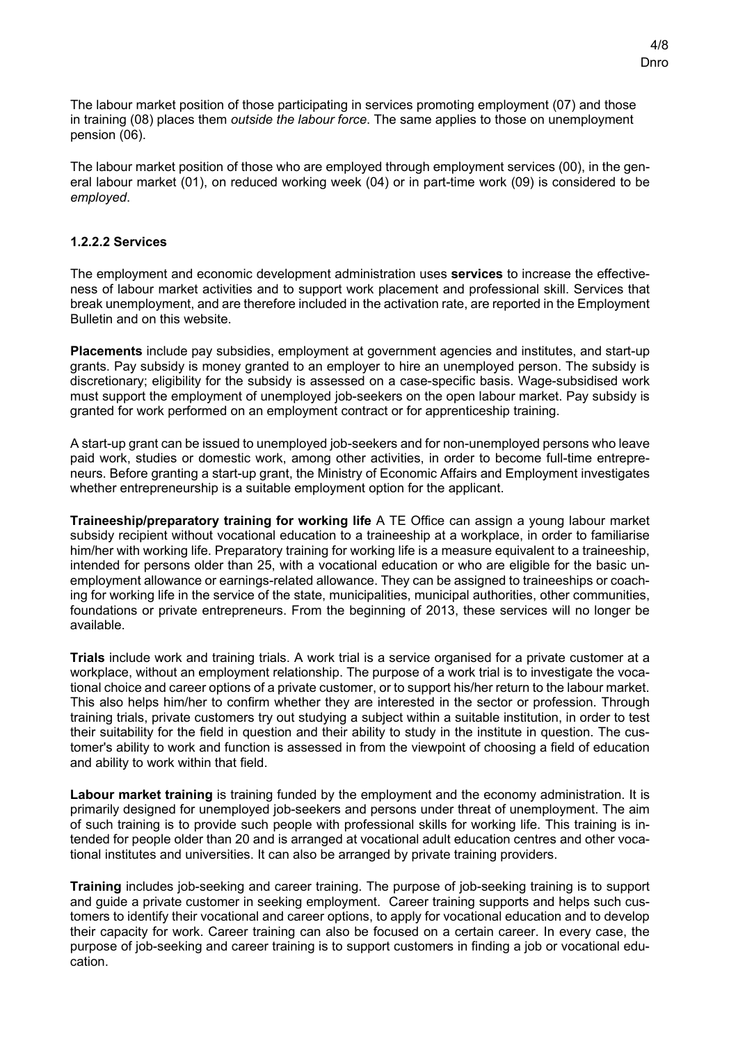The labour market position of those participating in services promoting employment (07) and those in training (08) places them *outside the labour force*. The same applies to those on unemployment pension (06).

The labour market position of those who are employed through employment services (00), in the general labour market (01), on reduced working week (04) or in part-time work (09) is considered to be *employed*.

#### 1.2.2.2 Services

The employment and economic development administration uses **services** to increase the effectiveness of labour market activities and to support work placement and professional skill. Services that break unemployment, and are therefore included in the activation rate, are reported in the Employment Bulletin and on this website.

**Placements** include pay subsidies, employment at government agencies and institutes, and start-up grants. Pay subsidy is money granted to an employer to hire an unemployed person. The subsidy is discretionary; eligibility for the subsidy is assessed on a case-specific basis. Wage-subsidised work must support the employment of unemployed job-seekers on the open labour market. Pay subsidy is granted for work performed on an employment contract or for apprenticeship training.

A start-up grant can be issued to unemployed job-seekers and for non-unemployed persons who leave paid work, studies or domestic work, among other activities, in order to become full-time entrepreneurs. Before granting a start-up grant, the Ministry of Economic Affairs and Employment investigates whether entrepreneurship is a suitable employment option for the applicant.

**Traineeship/preparatory training for working life** A TE Office can assign a young labour market subsidy recipient without vocational education to a traineeship at a workplace, in order to familiarise him/her with working life. Preparatory training for working life is a measure equivalent to a traineeship, intended for persons older than 25, with a vocational education or who are eligible for the basic unemployment allowance or earnings-related allowance. They can be assigned to traineeships or coaching for working life in the service of the state, municipalities, municipal authorities, other communities, foundations or private entrepreneurs. From the beginning of 2013, these services will no longer be available.

**Trials** include work and training trials. A work trial is a service organised for a private customer at a workplace, without an employment relationship. The purpose of a work trial is to investigate the vocational choice and career options of a private customer, or to support his/her return to the labour market. This also helps him/her to confirm whether they are interested in the sector or profession. Through training trials, private customers try out studying a subject within a suitable institution, in order to test their suitability for the field in question and their ability to study in the institute in question. The customer's ability to work and function is assessed in from the viewpoint of choosing a field of education and ability to work within that field.

**Labour market training** is training funded by the employment and the economy administration. It is primarily designed for unemployed job-seekers and persons under threat of unemployment. The aim of such training is to provide such people with professional skills for working life. This training is intended for people older than 20 and is arranged at vocational adult education centres and other vocational institutes and universities. It can also be arranged by private training providers.

**Training** includes job-seeking and career training. The purpose of job-seeking training is to support and guide a private customer in seeking employment. Career training supports and helps such customers to identify their vocational and career options, to apply for vocational education and to develop their capacity for work. Career training can also be focused on a certain career. In every case, the purpose of job-seeking and career training is to support customers in finding a job or vocational education.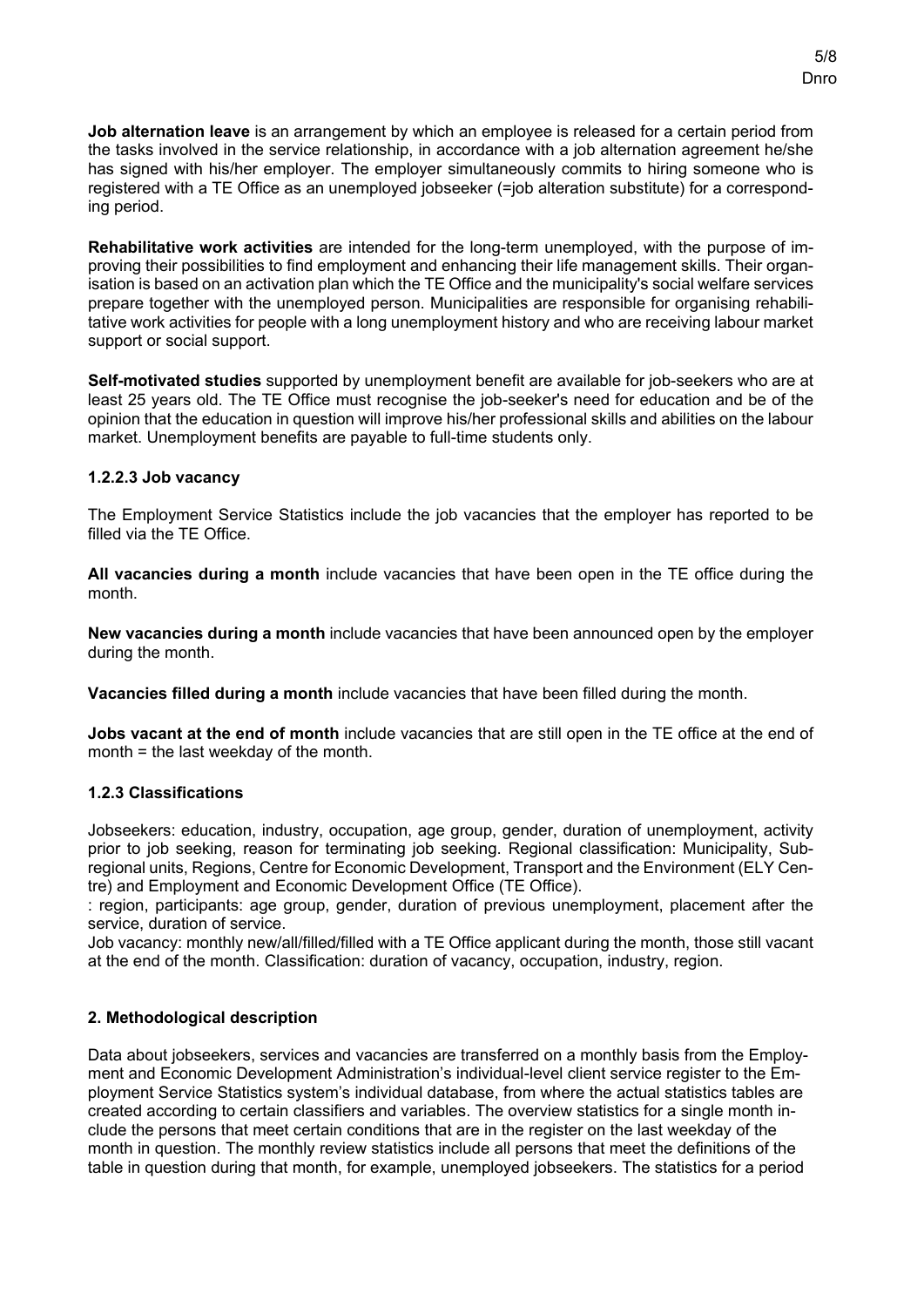**Job alternation leave** is an arrangement by which an employee is released for a certain period from the tasks involved in the service relationship, in accordance with a job alternation agreement he/she has signed with his/her employer. The employer simultaneously commits to hiring someone who is registered with a TE Office as an unemployed jobseeker (=job alteration substitute) for a corresponding period.

**Rehabilitative work activities** are intended for the long-term unemployed, with the purpose of improving their possibilities to find employment and enhancing their life management skills. Their organisation is based on an activation plan which the TE Office and the municipality's social welfare services prepare together with the unemployed person. Municipalities are responsible for organising rehabilitative work activities for people with a long unemployment history and who are receiving labour market support or social support.

**Self-motivated studies** supported by unemployment benefit are available for job-seekers who are at least 25 years old. The TE Office must recognise the job-seeker's need for education and be of the opinion that the education in question will improve his/her professional skills and abilities on the labour market. Unemployment benefits are payable to full-time students only.

### 1.2.2.3 Job vacancy

The Employment Service Statistics include the job vacancies that the employer has reported to be filled via the TE Office.

**All vacancies during a month** include vacancies that have been open in the TE office during the month.

**New vacancies during a month** include vacancies that have been announced open by the employer during the month.

**Vacancies filled during a month** include vacancies that have been filled during the month.

**Jobs vacant at the end of month** include vacancies that are still open in the TE office at the end of month = the last weekday of the month.

### 1.2.3 Classifications

Jobseekers: education, industry, occupation, age group, gender, duration of unemployment, activity prior to job seeking, reason for terminating job seeking. Regional classification: Municipality, Sub-regional units, Regions, Centre for Economic Development, Transport and the Environment (ELY Centre) and Employment and Economic Development Office (TE Office).

: region, participants: age group, gender, duration of previous unemployment, placement after the service, duration of service.

Job vacancy: monthly new/all/filled/filled with a TE Office applicant during the month, those still vacant at the end of the month. Classification: duration of vacancy, occupation, industry, region.

## 2. Methodological description

Data about jobseekers, services and vacancies are transferred on a monthly basis from the Employment and Economic Development Administration's individual-level client service register to the Employment Service Statistics system's individual database, from where the actual statistics tables are created according to certain classifiers and variables. The overview statistics for a single month include the persons that meet certain conditions that are in the register on the last weekday of the month in question. The monthly review statistics include all persons that meet the definitions of the table in question during that month, for example, unemployed jobseekers. The statistics for a period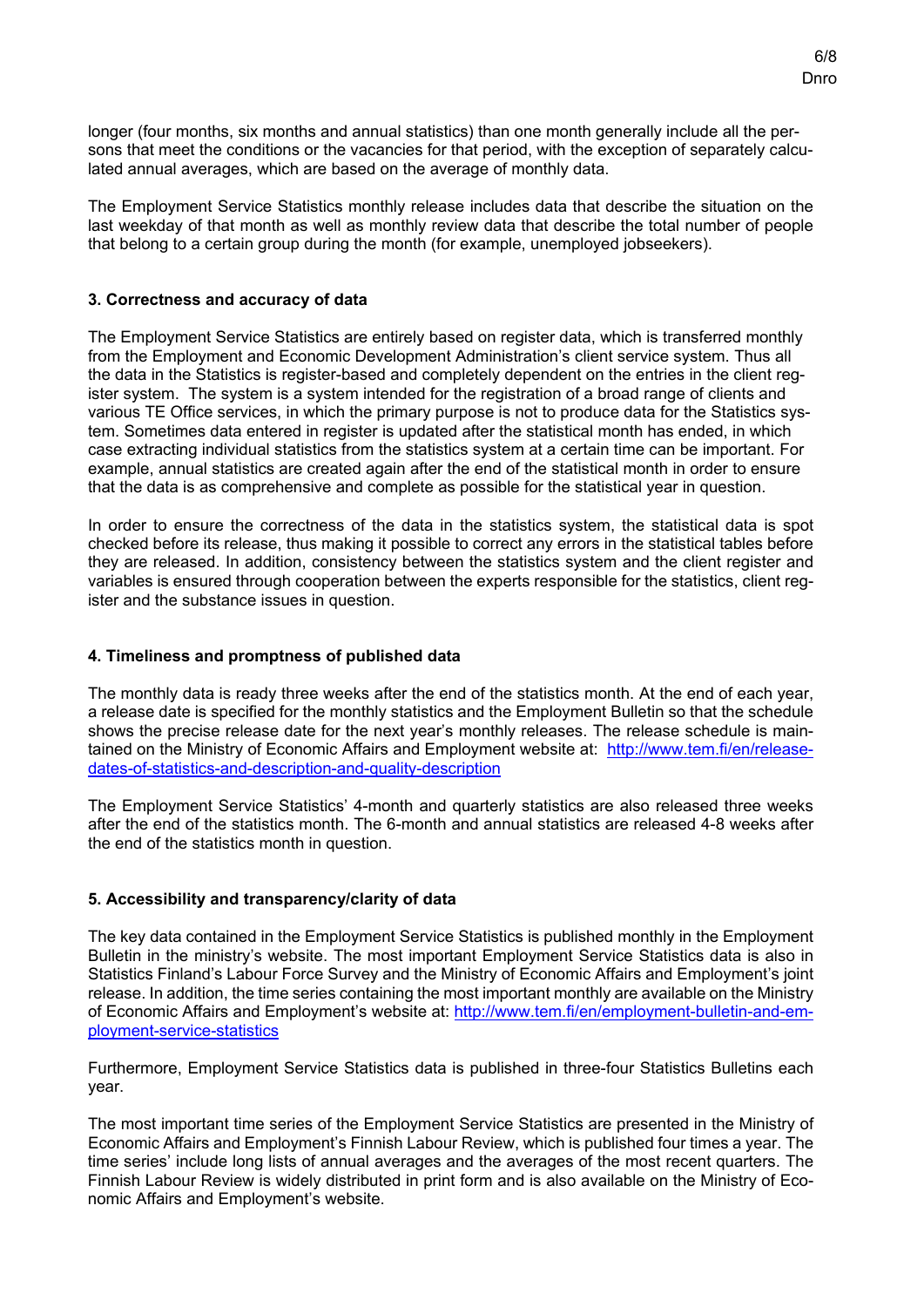longer (four months, six months and annual statistics) than one month generally include all the persons that meet the conditions or the vacancies for that period, with the exception of separately calculated annual averages, which are based on the average of monthly data.

The Employment Service Statistics monthly release includes data that describe the situation on the last weekday of that month as well as monthly review data that describe the total number of people that belong to a certain group during the month (for example, unemployed jobseekers).

## 3. Correctness and accuracy of data

The Employment Service Statistics are entirely based on register data, which is transferred monthly from the Employment and Economic Development Administration's client service system. Thus all the data in the Statistics is register-based and completely dependent on the entries in the client register system. The system is a system intended for the registration of a broad range of clients and various TE Office services, in which the primary purpose is not to produce data for the Statistics system. Sometimes data entered in register is updated after the statistical month has ended, in which case extracting individual statistics from the statistics system at a certain time can be important. For example, annual statistics are created again after the end of the statistical month in order to ensure that the data is as comprehensive and complete as possible for the statistical year in question.

In order to ensure the correctness of the data in the statistics system, the statistical data is spot checked before its release, thus making it possible to correct any errors in the statistical tables before they are released. In addition, consistency between the statistics system and the client register and variables is ensured through cooperation between the experts responsible for the statistics, client register and the substance issues in question.

## 4. Timeliness and promptness of published data

The monthly data is ready three weeks after the end of the statistics month. At the end of each year, a release date is specified for the monthly statistics and the Employment Bulletin so that the schedule shows the precise release date for the next year's monthly releases. The release schedule is maintained on the Ministry of Economic Affairs and Employment website at: http://www.tem.fi/en/release-dates-of-statistics-and-description-and-quality-description

The Employment Service Statistics' 4-month and quarterly statistics are also released three weeks after the end of the statistics month. The 6-month and annual statistics are released 4-8 weeks after the end of the statistics month in question.

## 5. Accessibility and transparency/clarity of data

The key data contained in the Employment Service Statistics is published monthly in the Employment Bulletin in the ministry's website. The most important Employment Service Statistics data is also in Statistics Finland's Labour Force Survey and the Ministry of Economic Affairs and Employment's joint release. In addition, the time series containing the most important monthly are available on the Ministry of Economic Affairs and Employment's website at: http://www.tem.fi/en/employment-bulletin-and-employment-service-statistics

Furthermore, Employment Service Statistics data is published in three-four Statistics Bulletins each year.

The most important time series of the Employment Service Statistics are presented in the Ministry of Economic Affairs and Employment's Finnish Labour Review, which is published four times a year. The time series' include long lists of annual averages and the averages of the most recent quarters. The Finnish Labour Review is widely distributed in print form and is also available on the Ministry of Economic Affairs and Employment's website.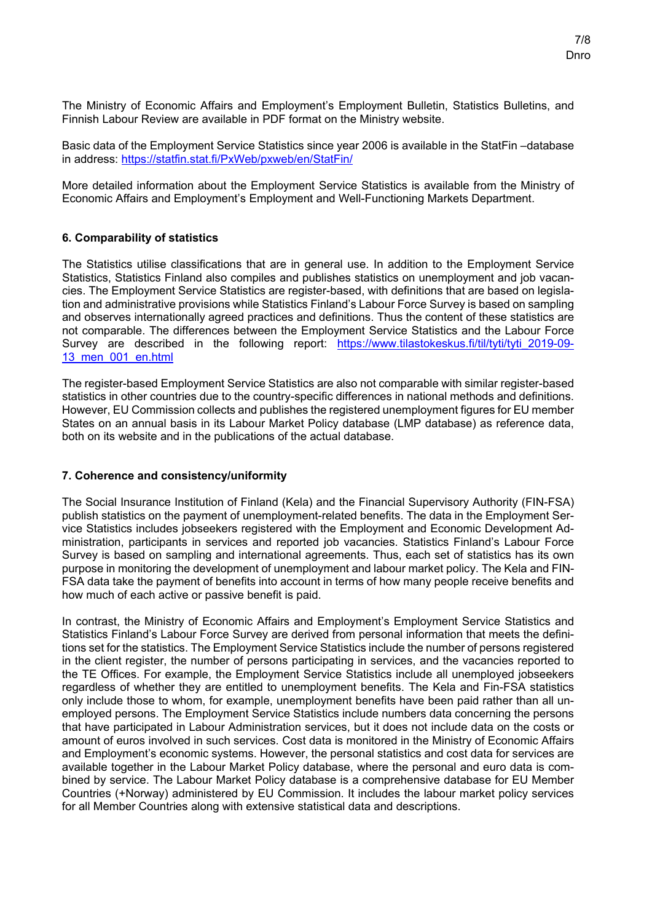The Ministry of Economic Affairs and Employment's Employment Bulletin, Statistics Bulletins, and Finnish Labour Review are available in PDF format on the Ministry website.

Basic data of the Employment Service Statistics since year 2006 is available in the StatFin –database in address: https://statfin.stat.fi/PxWeb/pxweb/en/StatFin/

More detailed information about the Employment Service Statistics is available from the Ministry of Economic Affairs and Employment's Employment and Well-Functioning Markets Department.

## 6. Comparability of statistics

The Statistics utilise classifications that are in general use. In addition to the Employment Service Statistics, Statistics Finland also compiles and publishes statistics on unemployment and job vacancies. The Employment Service Statistics are register-based, with definitions that are based on legislation and administrative provisions while Statistics Finland's Labour Force Survey is based on sampling and observes internationally agreed practices and definitions. Thus the content of these statistics are not comparable. The differences between the Employment Service Statistics and the Labour Force Survey are described in the following report: https://www.tilastokeskus.fi/til/tyti/tyti_2019-09-13_men_001_en.html

The register-based Employment Service Statistics are also not comparable with similar register-based statistics in other countries due to the country-specific differences in national methods and definitions. However, EU Commission collects and publishes the registered unemployment figures for EU member States on an annual basis in its Labour Market Policy database (LMP database) as reference data, both on its website and in the publications of the actual database.

## 7. Coherence and consistency/uniformity

The Social Insurance Institution of Finland (Kela) and the Financial Supervisory Authority (FIN-FSA) publish statistics on the payment of unemployment-related benefits. The data in the Employment Service Statistics includes jobseekers registered with the Employment and Economic Development Administration, participants in services and reported job vacancies. Statistics Finland's Labour Force Survey is based on sampling and international agreements. Thus, each set of statistics has its own purpose in monitoring the development of unemployment and labour market policy. The Kela and FIN-FSA data take the payment of benefits into account in terms of how many people receive benefits and how much of each active or passive benefit is paid.

In contrast, the Ministry of Economic Affairs and Employment's Employment Service Statistics and Statistics Finland's Labour Force Survey are derived from personal information that meets the definitions set for the statistics. The Employment Service Statistics include the number of persons registered in the client register, the number of persons participating in services, and the vacancies reported to the TE Offices. For example, the Employment Service Statistics include all unemployed jobseekers regardless of whether they are entitled to unemployment benefits. The Kela and Fin-FSA statistics only include those to whom, for example, unemployment benefits have been paid rather than all unemployed persons. The Employment Service Statistics include numbers data concerning the persons that have participated in Labour Administration services, but it does not include data on the costs or amount of euros involved in such services. Cost data is monitored in the Ministry of Economic Affairs and Employment's economic systems. However, the personal statistics and cost data for services are available together in the Labour Market Policy database, where the personal and euro data is combined by service. The Labour Market Policy database is a comprehensive database for EU Member Countries (+Norway) administered by EU Commission. It includes the labour market policy services for all Member Countries along with extensive statistical data and descriptions.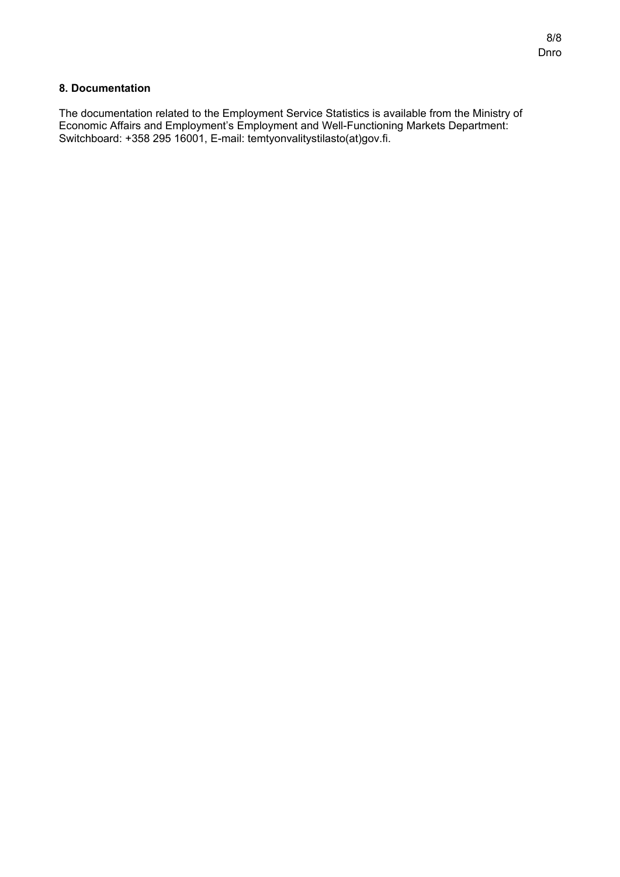## 8. Documentation

The documentation related to the Employment Service Statistics is available from the Ministry of Economic Affairs and Employment's Employment and Well-Functioning Markets Department: Switchboard: +358 295 16001, E-mail: temtyonvalitystilasto(at)gov.fi.